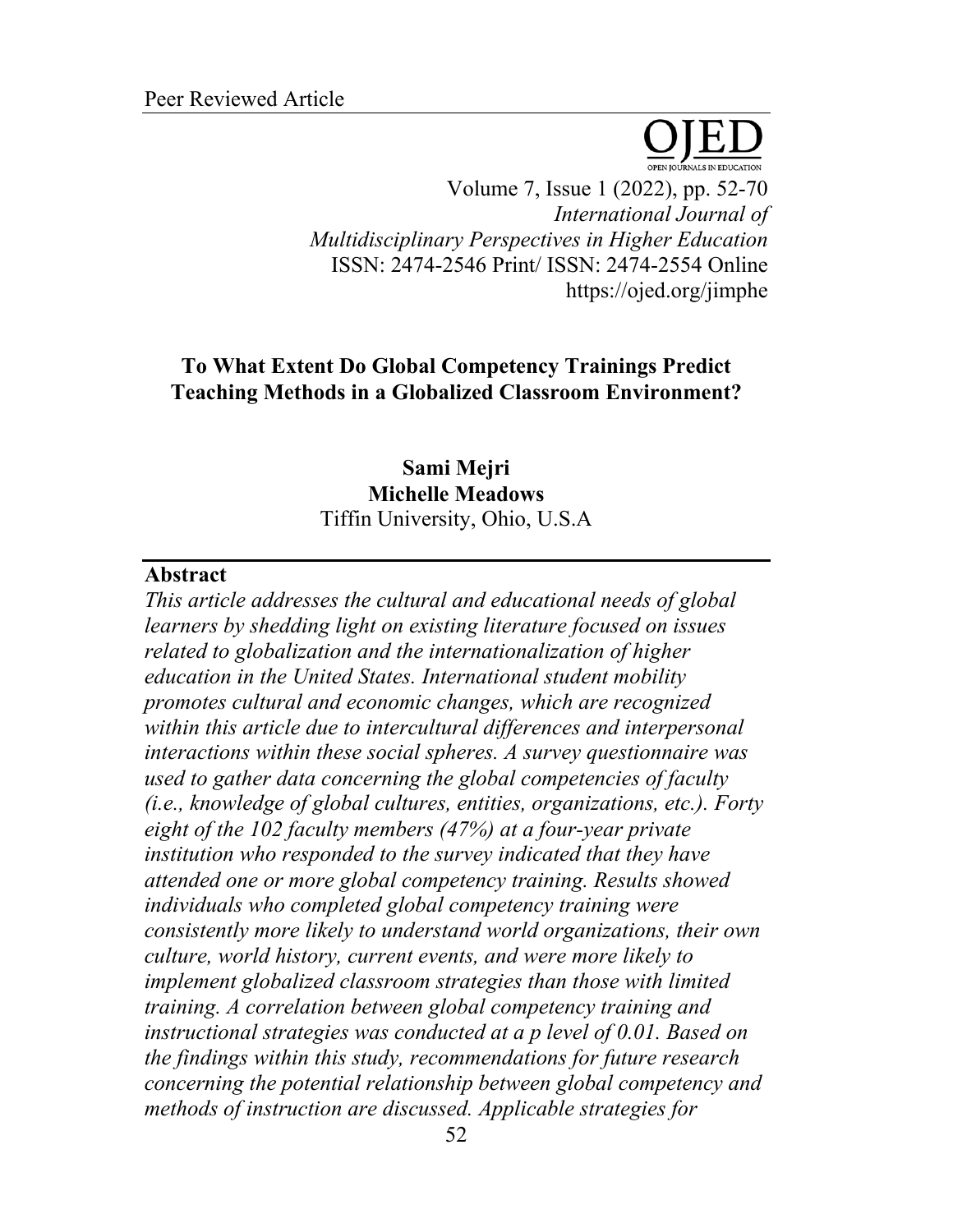Peer Reviewed Article

# To What Extent Do Global Competency Trainings Predict Teaching Methods in a Globalized Classroom Environment?

**Sami Mejri**
**Michelle Meadows**
Tiffin University, Ohio, U.S.A

## Abstract

*This article addresses the cultural and educational needs of global learners by shedding light on existing literature focused on issues related to globalization and the internationalization of higher education in the United States. International student mobility promotes cultural and economic changes, which are recognized within this article due to intercultural differences and interpersonal interactions within these social spheres. A survey questionnaire was used to gather data concerning the global competencies of faculty (i.e., knowledge of global cultures, entities, organizations, etc.). Forty eight of the 102 faculty members (47%) at a four-year private institution who responded to the survey indicated that they have attended one or more global competency training. Results showed individuals who completed global competency training were consistently more likely to understand world organizations, their own culture, world history, current events, and were more likely to implement globalized classroom strategies than those with limited training. A correlation between global competency training and instructional strategies was conducted at a p level of 0.01. Based on the findings within this study, recommendations for future research concerning the potential relationship between global competency and methods of instruction are discussed. Applicable strategies for*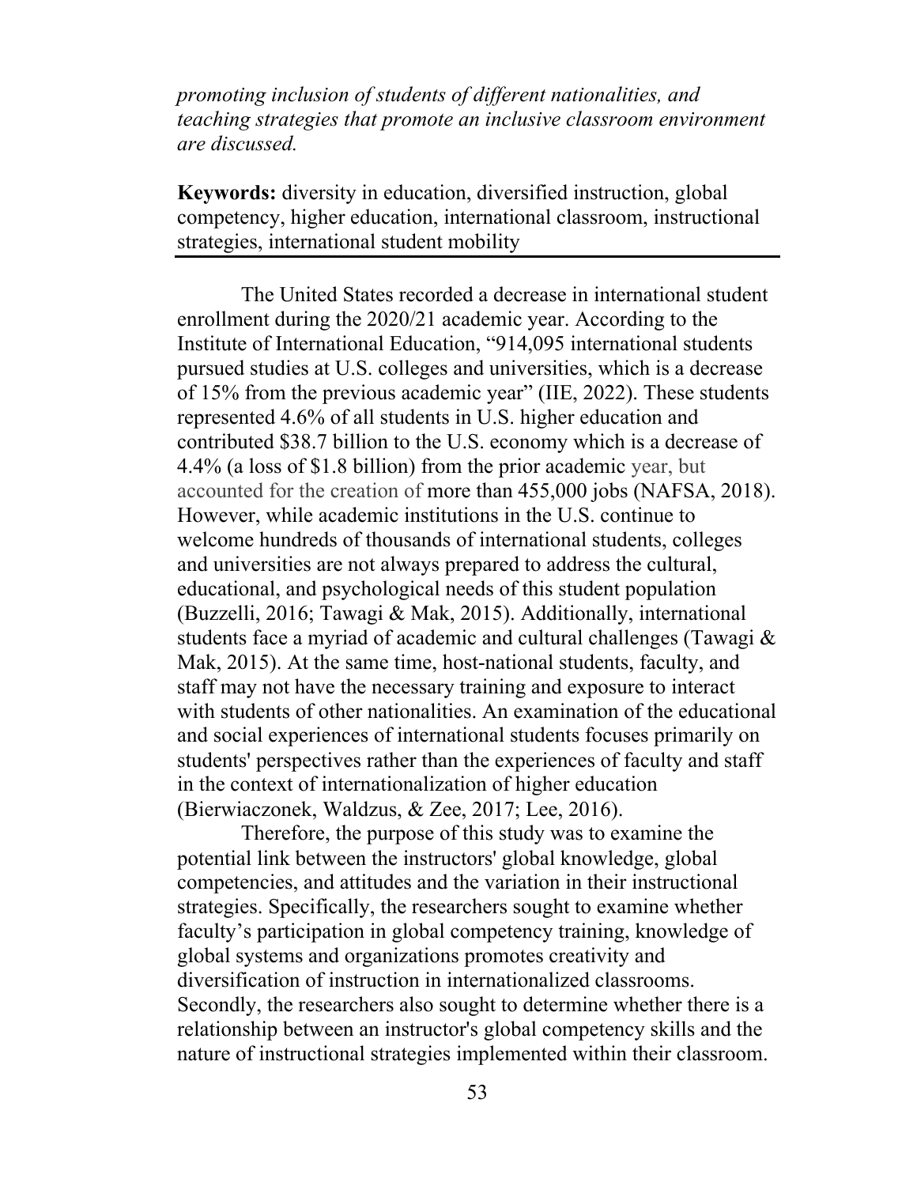*promoting inclusion of students of different nationalities, and teaching strategies that promote an inclusive classroom environment are discussed.*

**Keywords:** diversity in education, diversified instruction, global competency, higher education, international classroom, instructional strategies, international student mobility

---

The United States recorded a decrease in international student enrollment during the 2020/21 academic year. According to the Institute of International Education, "914,095 international students pursued studies at U.S. colleges and universities, which is a decrease of 15% from the previous academic year" (IIE, 2022). These students represented 4.6% of all students in U.S. higher education and contributed $38.7 billion to the U.S. economy which is a decrease of 4.4% (a loss of $1.8 billion) from the prior academic year, but accounted for the creation of more than 455,000 jobs (NAFSA, 2018). However, while academic institutions in the U.S. continue to welcome hundreds of thousands of international students, colleges and universities are not always prepared to address the cultural, educational, and psychological needs of this student population (Buzzelli, 2016; Tawagi & Mak, 2015). Additionally, international students face a myriad of academic and cultural challenges (Tawagi & Mak, 2015). At the same time, host-national students, faculty, and staff may not have the necessary training and exposure to interact with students of other nationalities. An examination of the educational and social experiences of international students focuses primarily on students' perspectives rather than the experiences of faculty and staff in the context of internationalization of higher education (Bierwiaczonek, Waldzus, & Zee, 2017; Lee, 2016).

Therefore, the purpose of this study was to examine the potential link between the instructors' global knowledge, global competencies, and attitudes and the variation in their instructional strategies. Specifically, the researchers sought to examine whether faculty's participation in global competency training, knowledge of global systems and organizations promotes creativity and diversification of instruction in internationalized classrooms. Secondly, the researchers also sought to determine whether there is a relationship between an instructor's global competency skills and the nature of instructional strategies implemented within their classroom.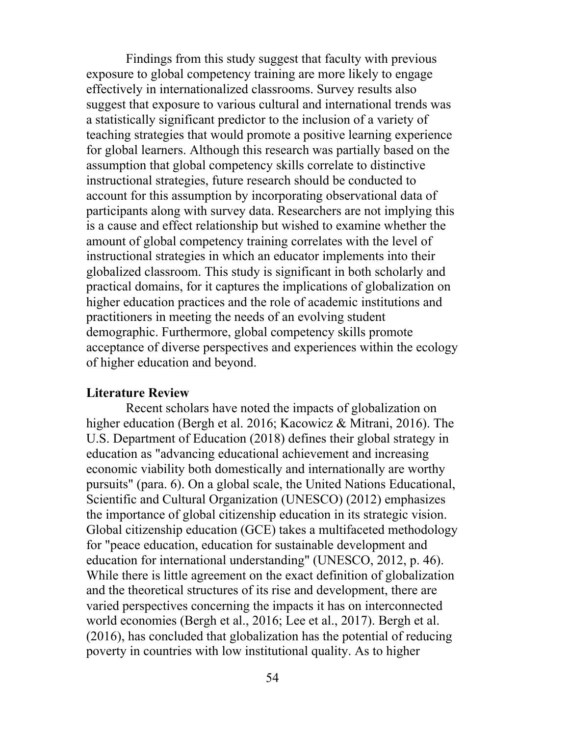Findings from this study suggest that faculty with previous exposure to global competency training are more likely to engage effectively in internationalized classrooms. Survey results also suggest that exposure to various cultural and international trends was a statistically significant predictor to the inclusion of a variety of teaching strategies that would promote a positive learning experience for global learners. Although this research was partially based on the assumption that global competency skills correlate to distinctive instructional strategies, future research should be conducted to account for this assumption by incorporating observational data of participants along with survey data. Researchers are not implying this is a cause and effect relationship but wished to examine whether the amount of global competency training correlates with the level of instructional strategies in which an educator implements into their globalized classroom. This study is significant in both scholarly and practical domains, for it captures the implications of globalization on higher education practices and the role of academic institutions and practitioners in meeting the needs of an evolving student demographic. Furthermore, global competency skills promote acceptance of diverse perspectives and experiences within the ecology of higher education and beyond.

## Literature Review

Recent scholars have noted the impacts of globalization on higher education (Bergh et al. 2016; Kacowicz & Mitrani, 2016). The U.S. Department of Education (2018) defines their global strategy in education as "advancing educational achievement and increasing economic viability both domestically and internationally are worthy pursuits" (para. 6). On a global scale, the United Nations Educational, Scientific and Cultural Organization (UNESCO) (2012) emphasizes the importance of global citizenship education in its strategic vision. Global citizenship education (GCE) takes a multifaceted methodology for "peace education, education for sustainable development and education for international understanding" (UNESCO, 2012, p. 46). While there is little agreement on the exact definition of globalization and the theoretical structures of its rise and development, there are varied perspectives concerning the impacts it has on interconnected world economies (Bergh et al., 2016; Lee et al., 2017). Bergh et al. (2016), has concluded that globalization has the potential of reducing poverty in countries with low institutional quality. As to higher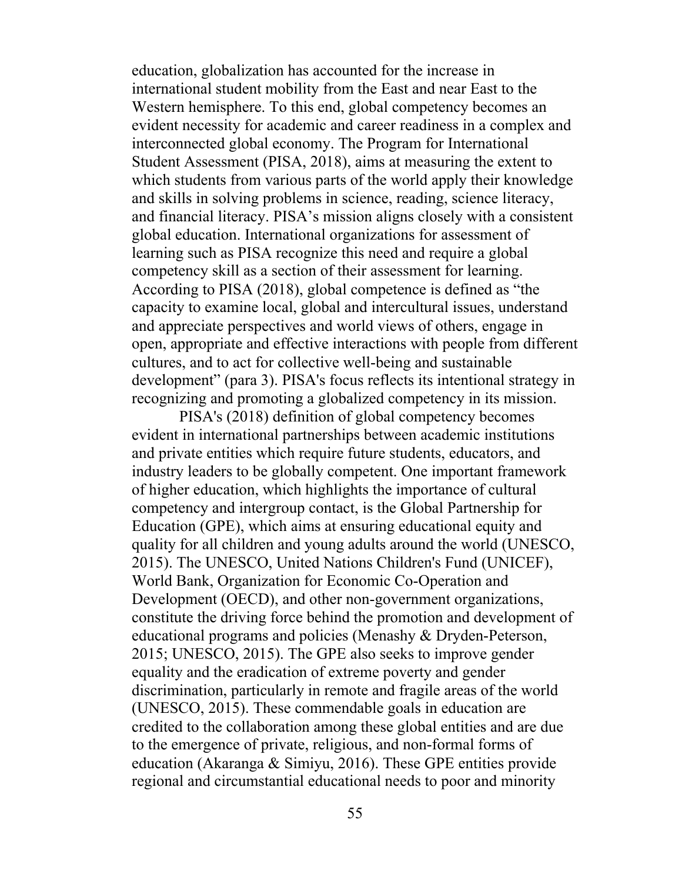education, globalization has accounted for the increase in international student mobility from the East and near East to the Western hemisphere. To this end, global competency becomes an evident necessity for academic and career readiness in a complex and interconnected global economy. The Program for International Student Assessment (PISA, 2018), aims at measuring the extent to which students from various parts of the world apply their knowledge and skills in solving problems in science, reading, science literacy, and financial literacy. PISA's mission aligns closely with a consistent global education. International organizations for assessment of learning such as PISA recognize this need and require a global competency skill as a section of their assessment for learning. According to PISA (2018), global competence is defined as "the capacity to examine local, global and intercultural issues, understand and appreciate perspectives and world views of others, engage in open, appropriate and effective interactions with people from different cultures, and to act for collective well-being and sustainable development" (para 3). PISA's focus reflects its intentional strategy in recognizing and promoting a globalized competency in its mission.

PISA's (2018) definition of global competency becomes evident in international partnerships between academic institutions and private entities which require future students, educators, and industry leaders to be globally competent. One important framework of higher education, which highlights the importance of cultural competency and intergroup contact, is the Global Partnership for Education (GPE), which aims at ensuring educational equity and quality for all children and young adults around the world (UNESCO, 2015). The UNESCO, United Nations Children's Fund (UNICEF), World Bank, Organization for Economic Co-Operation and Development (OECD), and other non-government organizations, constitute the driving force behind the promotion and development of educational programs and policies (Menashy & Dryden-Peterson, 2015; UNESCO, 2015). The GPE also seeks to improve gender equality and the eradication of extreme poverty and gender discrimination, particularly in remote and fragile areas of the world (UNESCO, 2015). These commendable goals in education are credited to the collaboration among these global entities and are due to the emergence of private, religious, and non-formal forms of education (Akaranga & Simiyu, 2016). These GPE entities provide regional and circumstantial educational needs to poor and minority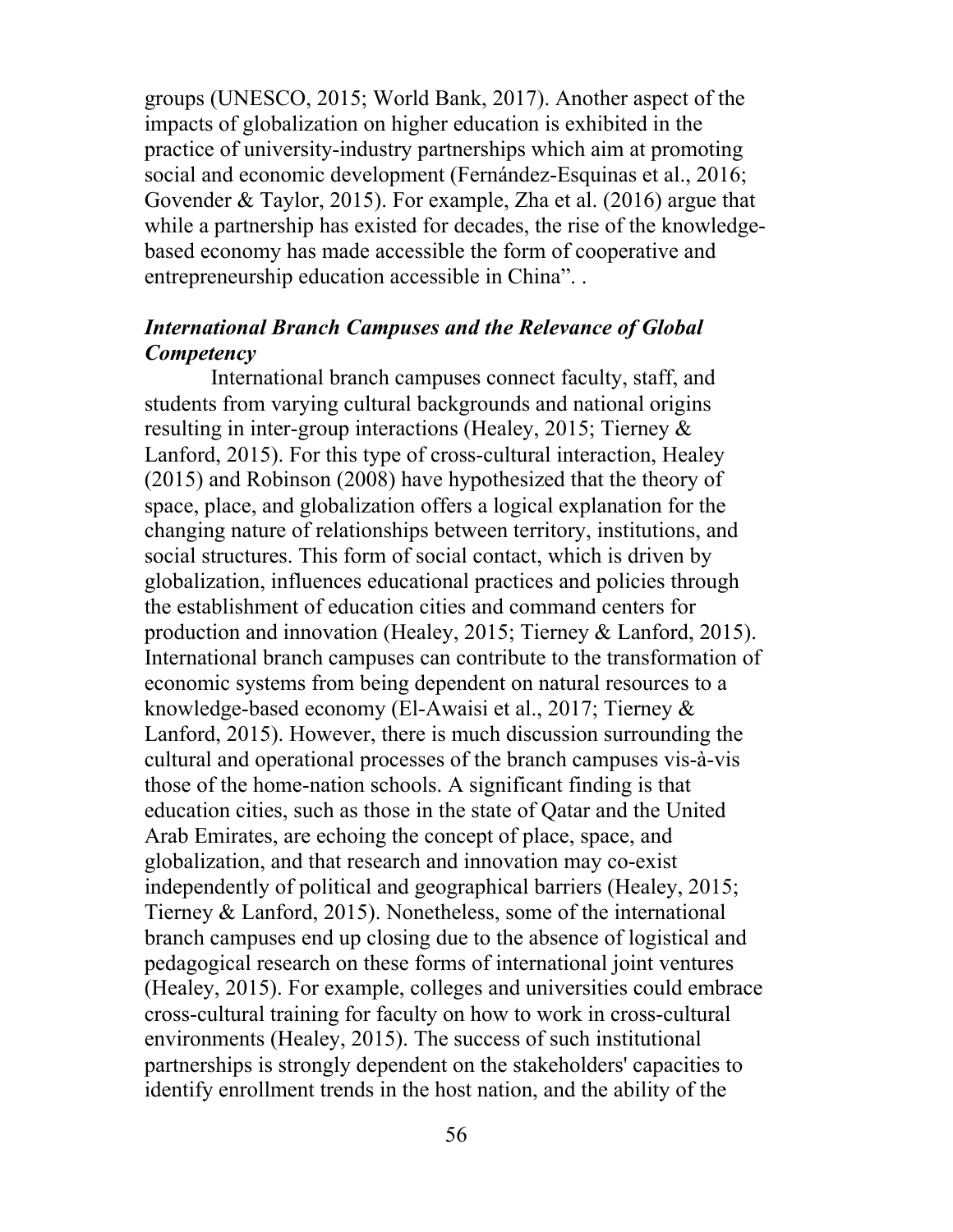groups (UNESCO, 2015; World Bank, 2017). Another aspect of the impacts of globalization on higher education is exhibited in the practice of university-industry partnerships which aim at promoting social and economic development (Fernández-Esquinas et al., 2016; Govender & Taylor, 2015). For example, Zha et al. (2016) argue that while a partnership has existed for decades, the rise of the knowledge-based economy has made accessible the form of cooperative and entrepreneurship education accessible in China". .

### *International Branch Campuses and the Relevance of Global Competency*

International branch campuses connect faculty, staff, and students from varying cultural backgrounds and national origins resulting in inter-group interactions (Healey, 2015; Tierney & Lanford, 2015). For this type of cross-cultural interaction, Healey (2015) and Robinson (2008) have hypothesized that the theory of space, place, and globalization offers a logical explanation for the changing nature of relationships between territory, institutions, and social structures. This form of social contact, which is driven by globalization, influences educational practices and policies through the establishment of education cities and command centers for production and innovation (Healey, 2015; Tierney & Lanford, 2015). International branch campuses can contribute to the transformation of economic systems from being dependent on natural resources to a knowledge-based economy (El-Awaisi et al., 2017; Tierney & Lanford, 2015). However, there is much discussion surrounding the cultural and operational processes of the branch campuses vis-à-vis those of the home-nation schools. A significant finding is that education cities, such as those in the state of Qatar and the United Arab Emirates, are echoing the concept of place, space, and globalization, and that research and innovation may co-exist independently of political and geographical barriers (Healey, 2015; Tierney & Lanford, 2015). Nonetheless, some of the international branch campuses end up closing due to the absence of logistical and pedagogical research on these forms of international joint ventures (Healey, 2015). For example, colleges and universities could embrace cross-cultural training for faculty on how to work in cross-cultural environments (Healey, 2015). The success of such institutional partnerships is strongly dependent on the stakeholders' capacities to identify enrollment trends in the host nation, and the ability of the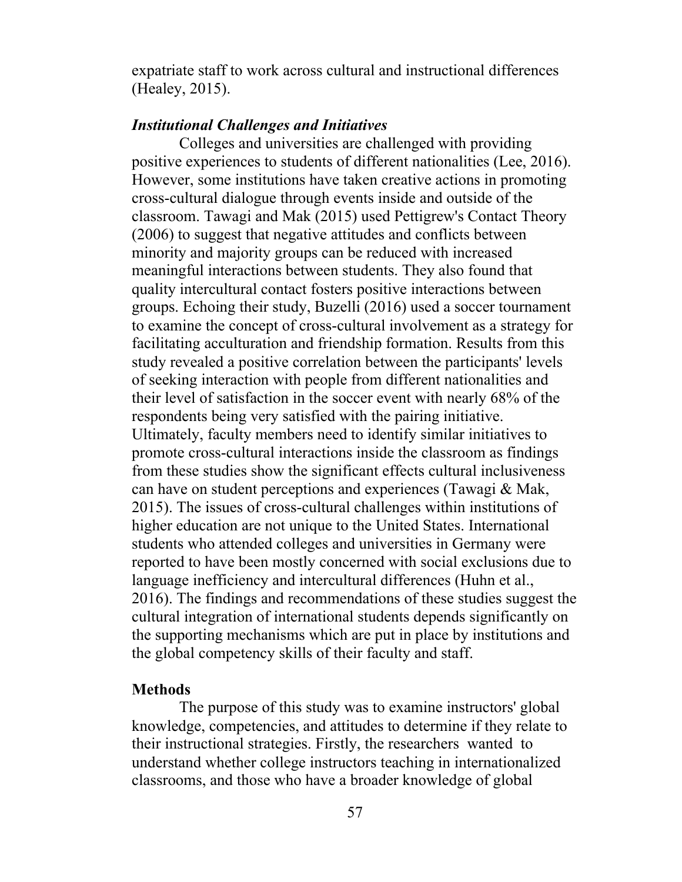expatriate staff to work across cultural and instructional differences (Healey, 2015).

### *Institutional Challenges and Initiatives*

Colleges and universities are challenged with providing positive experiences to students of different nationalities (Lee, 2016). However, some institutions have taken creative actions in promoting cross-cultural dialogue through events inside and outside of the classroom. Tawagi and Mak (2015) used Pettigrew's Contact Theory (2006) to suggest that negative attitudes and conflicts between minority and majority groups can be reduced with increased meaningful interactions between students. They also found that quality intercultural contact fosters positive interactions between groups. Echoing their study, Buzelli (2016) used a soccer tournament to examine the concept of cross-cultural involvement as a strategy for facilitating acculturation and friendship formation. Results from this study revealed a positive correlation between the participants' levels of seeking interaction with people from different nationalities and their level of satisfaction in the soccer event with nearly 68% of the respondents being very satisfied with the pairing initiative. Ultimately, faculty members need to identify similar initiatives to promote cross-cultural interactions inside the classroom as findings from these studies show the significant effects cultural inclusiveness can have on student perceptions and experiences (Tawagi & Mak, 2015). The issues of cross-cultural challenges within institutions of higher education are not unique to the United States. International students who attended colleges and universities in Germany were reported to have been mostly concerned with social exclusions due to language inefficiency and intercultural differences (Huhn et al., 2016). The findings and recommendations of these studies suggest the cultural integration of international students depends significantly on the supporting mechanisms which are put in place by institutions and the global competency skills of their faculty and staff.

## Methods

The purpose of this study was to examine instructors' global knowledge, competencies, and attitudes to determine if they relate to their instructional strategies. Firstly, the researchers wanted to understand whether college instructors teaching in internationalized classrooms, and those who have a broader knowledge of global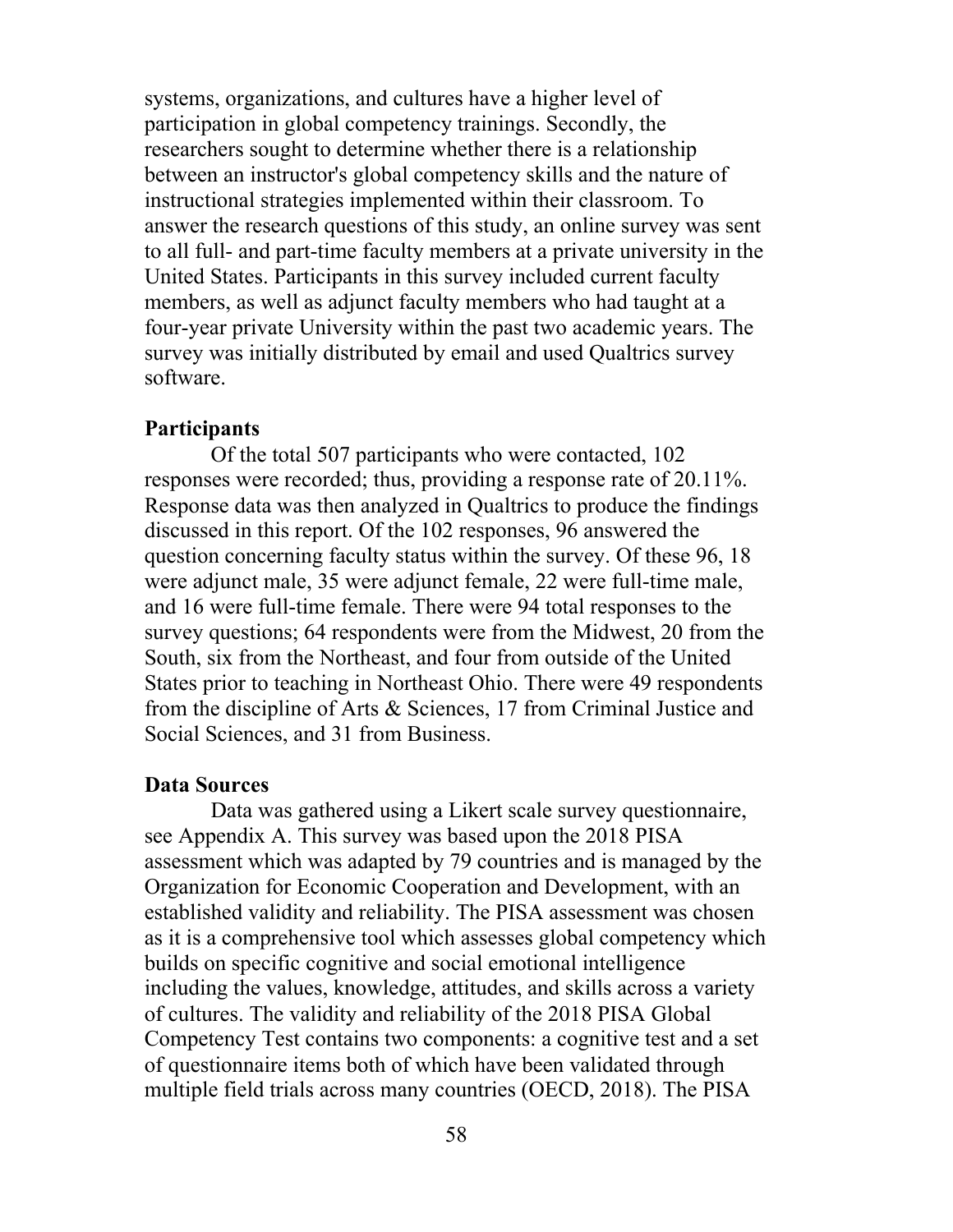systems, organizations, and cultures have a higher level of participation in global competency trainings. Secondly, the researchers sought to determine whether there is a relationship between an instructor's global competency skills and the nature of instructional strategies implemented within their classroom. To answer the research questions of this study, an online survey was sent to all full- and part-time faculty members at a private university in the United States. Participants in this survey included current faculty members, as well as adjunct faculty members who had taught at a four-year private University within the past two academic years. The survey was initially distributed by email and used Qualtrics survey software.

## Participants

Of the total 507 participants who were contacted, 102 responses were recorded; thus, providing a response rate of 20.11%. Response data was then analyzed in Qualtrics to produce the findings discussed in this report. Of the 102 responses, 96 answered the question concerning faculty status within the survey. Of these 96, 18 were adjunct male, 35 were adjunct female, 22 were full-time male, and 16 were full-time female. There were 94 total responses to the survey questions; 64 respondents were from the Midwest, 20 from the South, six from the Northeast, and four from outside of the United States prior to teaching in Northeast Ohio. There were 49 respondents from the discipline of Arts & Sciences, 17 from Criminal Justice and Social Sciences, and 31 from Business.

## Data Sources

Data was gathered using a Likert scale survey questionnaire, see Appendix A. This survey was based upon the 2018 PISA assessment which was adapted by 79 countries and is managed by the Organization for Economic Cooperation and Development, with an established validity and reliability. The PISA assessment was chosen as it is a comprehensive tool which assesses global competency which builds on specific cognitive and social emotional intelligence including the values, knowledge, attitudes, and skills across a variety of cultures. The validity and reliability of the 2018 PISA Global Competency Test contains two components: a cognitive test and a set of questionnaire items both of which have been validated through multiple field trials across many countries (OECD, 2018). The PISA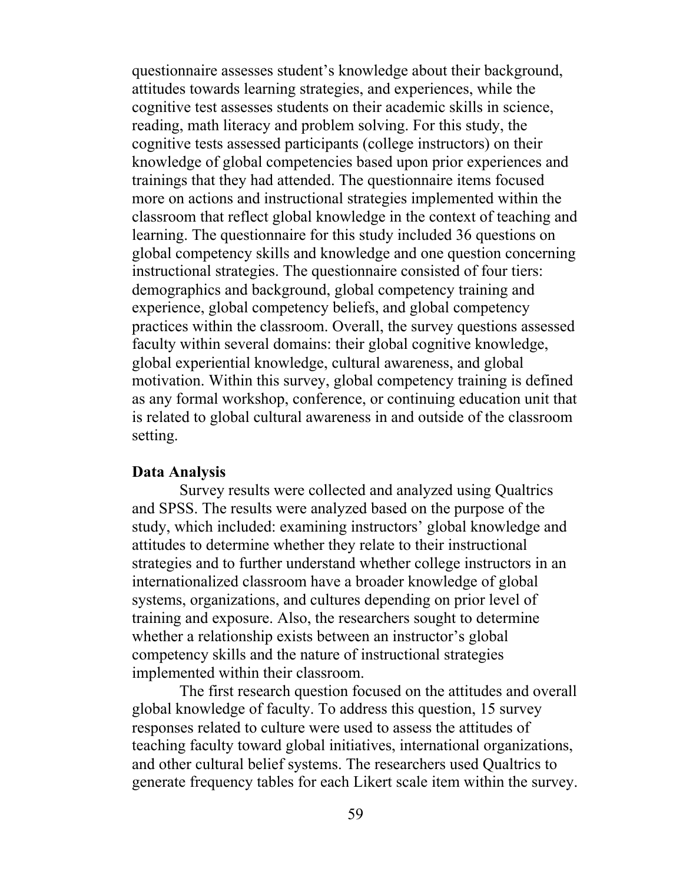questionnaire assesses student's knowledge about their background, attitudes towards learning strategies, and experiences, while the cognitive test assesses students on their academic skills in science, reading, math literacy and problem solving. For this study, the cognitive tests assessed participants (college instructors) on their knowledge of global competencies based upon prior experiences and trainings that they had attended. The questionnaire items focused more on actions and instructional strategies implemented within the classroom that reflect global knowledge in the context of teaching and learning. The questionnaire for this study included 36 questions on global competency skills and knowledge and one question concerning instructional strategies. The questionnaire consisted of four tiers: demographics and background, global competency training and experience, global competency beliefs, and global competency practices within the classroom. Overall, the survey questions assessed faculty within several domains: their global cognitive knowledge, global experiential knowledge, cultural awareness, and global motivation. Within this survey, global competency training is defined as any formal workshop, conference, or continuing education unit that is related to global cultural awareness in and outside of the classroom setting.

**Data Analysis**

Survey results were collected and analyzed using Qualtrics and SPSS. The results were analyzed based on the purpose of the study, which included: examining instructors' global knowledge and attitudes to determine whether they relate to their instructional strategies and to further understand whether college instructors in an internationalized classroom have a broader knowledge of global systems, organizations, and cultures depending on prior level of training and exposure. Also, the researchers sought to determine whether a relationship exists between an instructor's global competency skills and the nature of instructional strategies implemented within their classroom.

The first research question focused on the attitudes and overall global knowledge of faculty. To address this question, 15 survey responses related to culture were used to assess the attitudes of teaching faculty toward global initiatives, international organizations, and other cultural belief systems. The researchers used Qualtrics to generate frequency tables for each Likert scale item within the survey.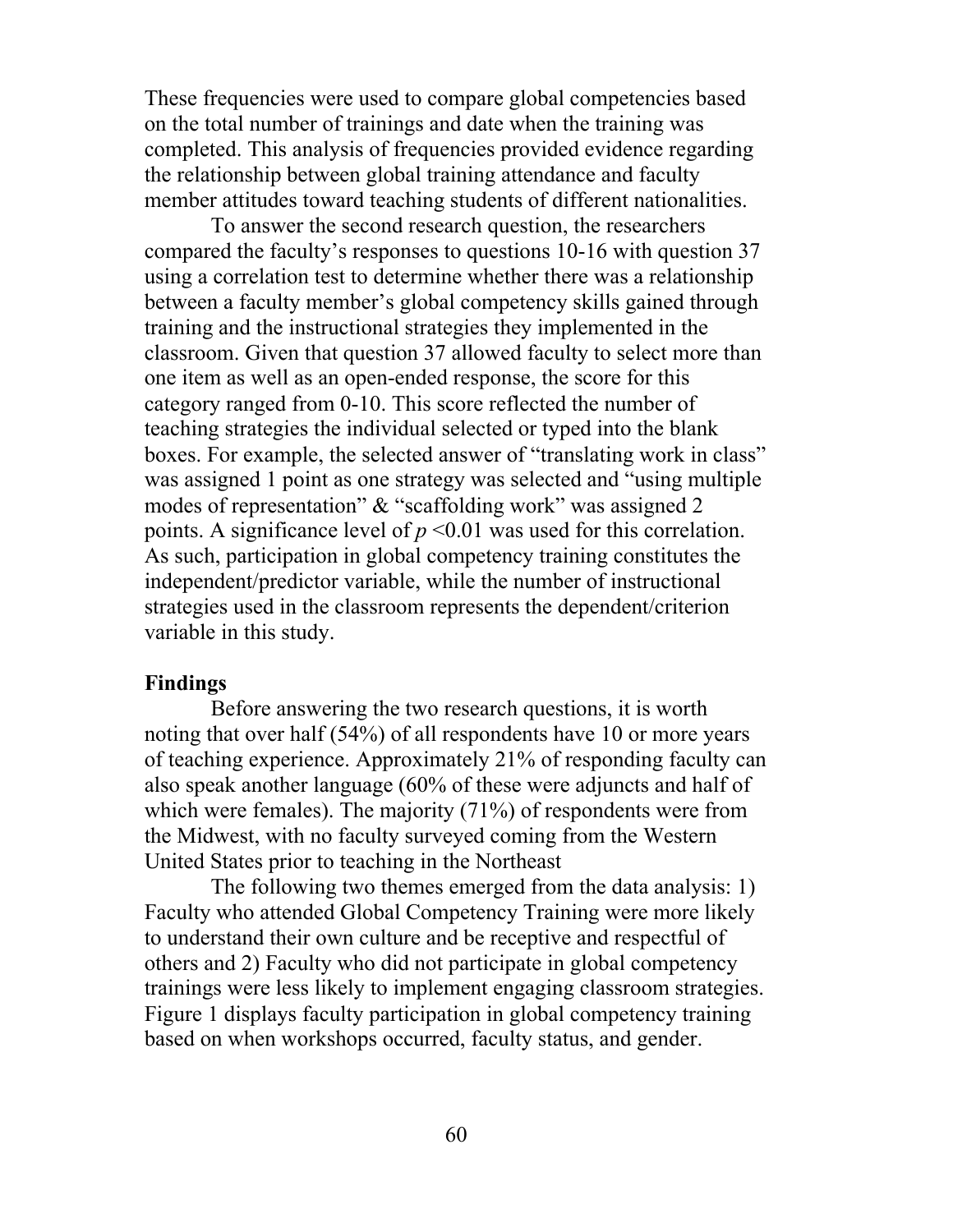These frequencies were used to compare global competencies based on the total number of trainings and date when the training was completed. This analysis of frequencies provided evidence regarding the relationship between global training attendance and faculty member attitudes toward teaching students of different nationalities.

To answer the second research question, the researchers compared the faculty's responses to questions 10-16 with question 37 using a correlation test to determine whether there was a relationship between a faculty member's global competency skills gained through training and the instructional strategies they implemented in the classroom. Given that question 37 allowed faculty to select more than one item as well as an open-ended response, the score for this category ranged from 0-10. This score reflected the number of teaching strategies the individual selected or typed into the blank boxes. For example, the selected answer of "translating work in class" was assigned 1 point as one strategy was selected and "using multiple modes of representation" & "scaffolding work" was assigned 2 points. A significance level of $p < 0.01$ was used for this correlation. As such, participation in global competency training constitutes the independent/predictor variable, while the number of instructional strategies used in the classroom represents the dependent/criterion variable in this study.

**Findings**

Before answering the two research questions, it is worth noting that over half (54%) of all respondents have 10 or more years of teaching experience. Approximately 21% of responding faculty can also speak another language (60% of these were adjuncts and half of which were females). The majority (71%) of respondents were from the Midwest, with no faculty surveyed coming from the Western United States prior to teaching in the Northeast

The following two themes emerged from the data analysis: 1) Faculty who attended Global Competency Training were more likely to understand their own culture and be receptive and respectful of others and 2) Faculty who did not participate in global competency trainings were less likely to implement engaging classroom strategies. Figure 1 displays faculty participation in global competency training based on when workshops occurred, faculty status, and gender.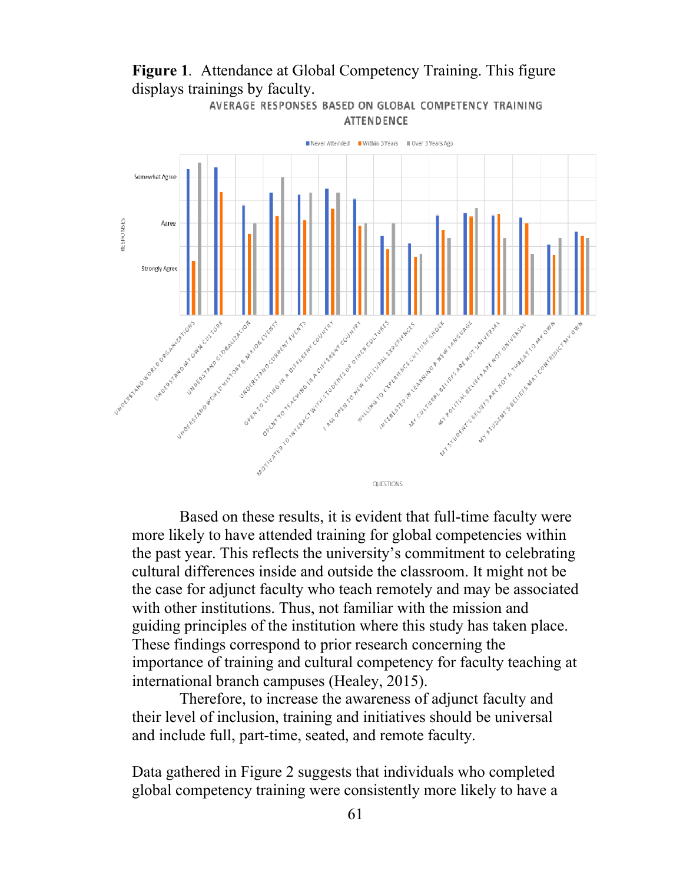**Figure 1**. Attendance at Global Competency Training. This figure displays trainings by faculty.

Based on these results, it is evident that full-time faculty were more likely to have attended training for global competencies within the past year. This reflects the university's commitment to celebrating cultural differences inside and outside the classroom. It might not be the case for adjunct faculty who teach remotely and may be associated with other institutions. Thus, not familiar with the mission and guiding principles of the institution where this study has taken place. These findings correspond to prior research concerning the importance of training and cultural competency for faculty teaching at international branch campuses (Healey, 2015).

Therefore, to increase the awareness of adjunct faculty and their level of inclusion, training and initiatives should be universal and include full, part-time, seated, and remote faculty.

Data gathered in Figure 2 suggests that individuals who completed global competency training were consistently more likely to have a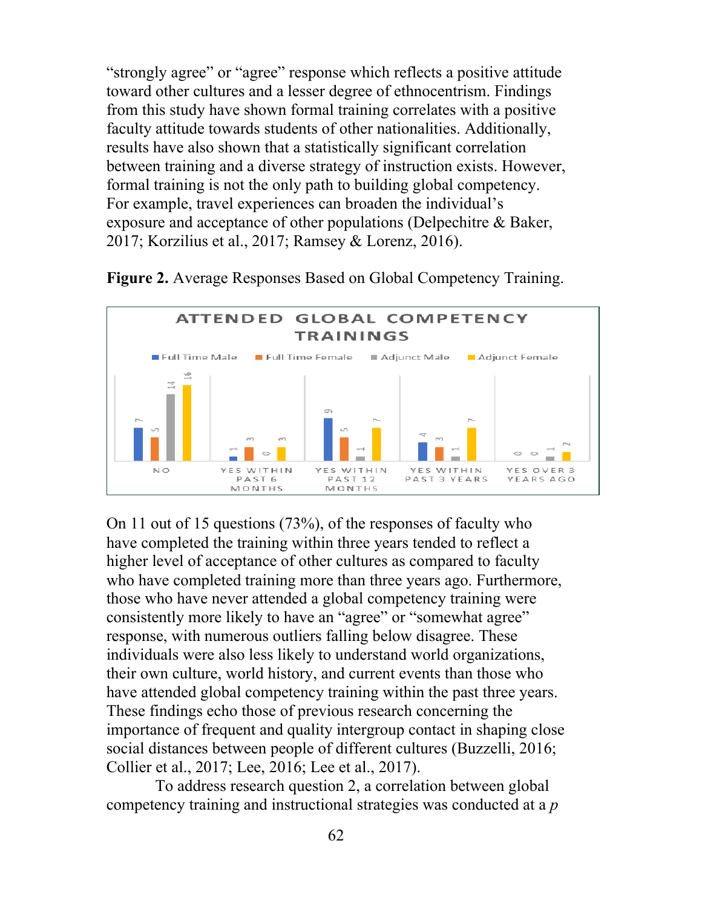"strongly agree" or "agree" response which reflects a positive attitude toward other cultures and a lesser degree of ethnocentrism. Findings from this study have shown formal training correlates with a positive faculty attitude towards students of other nationalities. Additionally, results have also shown that a statistically significant correlation between training and a diverse strategy of instruction exists. However, formal training is not the only path to building global competency. For example, travel experiences can broaden the individual's exposure and acceptance of other populations (Delpechitre & Baker, 2017; Korzilius et al., 2017; Ramsey & Lorenz, 2016).

**Figure 2.** Average Responses Based on Global Competency Training.

**ATTENDED GLOBAL COMPETENCY TRAININGS**

| | Full Time Male | Full Time Female | Adjunct Male | Adjunct Female |
|---|---|---|---|---|
| NO | 7 | 5 | 14 | 16 |
| YES WITHIN PAST 6 MONTHS | 1 | 3 | 0 | 3 |
| YES WITHIN PAST 12 MONTHS | 9 | 5 | 1 | 7 |
| YES WITHIN PAST 3 YEARS | 4 | 3 | 1 | 7 |
| YES OVER 3 YEARS AGO | 0 | 0 | 1 | 2 |

On 11 out of 15 questions (73%), of the responses of faculty who have completed the training within three years tended to reflect a higher level of acceptance of other cultures as compared to faculty who have completed training more than three years ago. Furthermore, those who have never attended a global competency training were consistently more likely to have an "agree" or "somewhat agree" response, with numerous outliers falling below disagree. These individuals were also less likely to understand world organizations, their own culture, world history, and current events than those who have attended global competency training within the past three years. These findings echo those of previous research concerning the importance of frequent and quality intergroup contact in shaping close social distances between people of different cultures (Buzzelli, 2016; Collier et al., 2017; Lee, 2016; Lee et al., 2017).

To address research question 2, a correlation between global competency training and instructional strategies was conducted at a *p*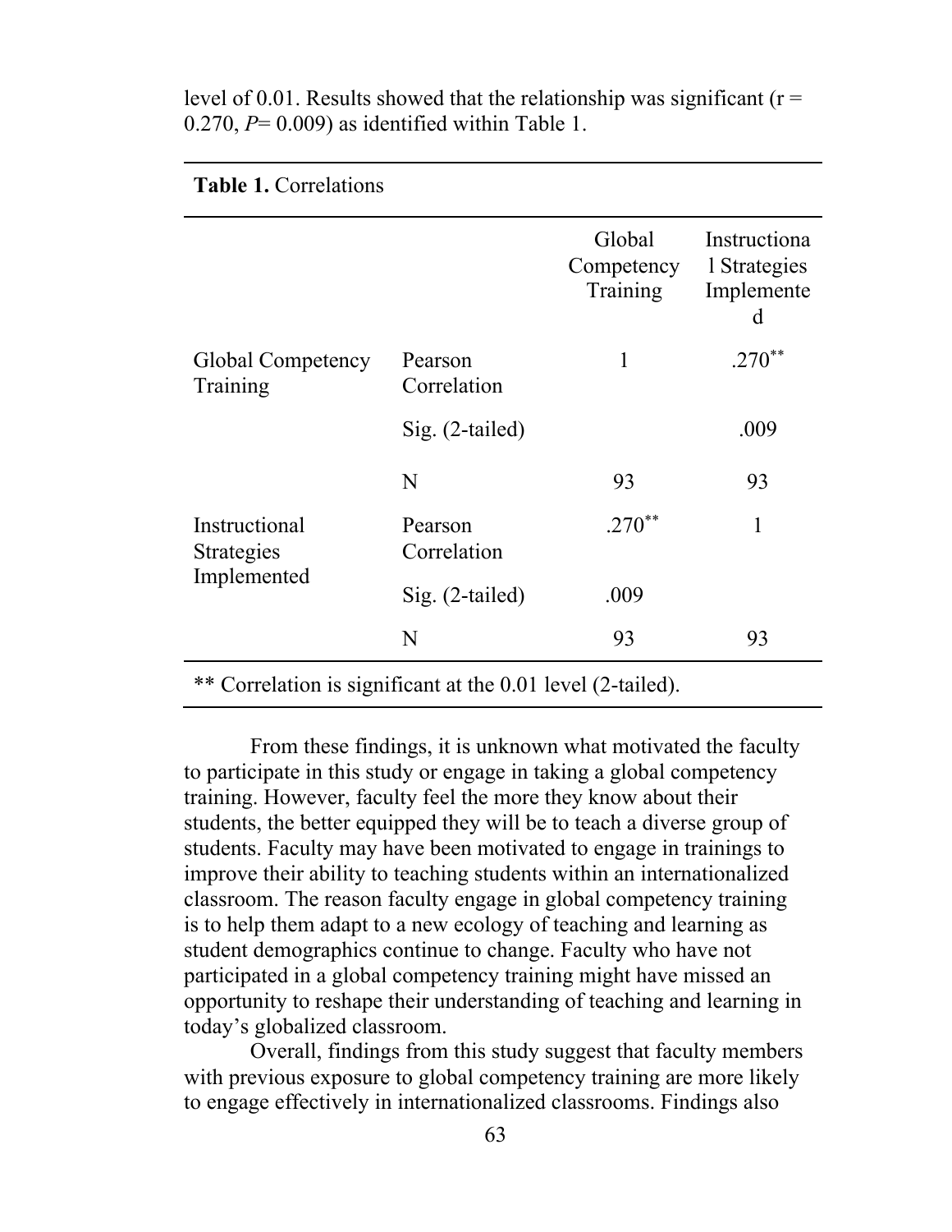level of 0.01. Results showed that the relationship was significant ($r = 0.270$, $P = 0.009$) as identified within Table 1.

**Table 1.** Correlations

| | | Global Competency Training | Instructional Strategies Implemented |
|---|---|---|---|
| Global Competency Training | Pearson Correlation | 1 | .270** |
| | Sig. (2-tailed) | | .009 |
| | N | 93 | 93 |
| Instructional Strategies Implemented | Pearson Correlation | .270** | 1 |
| | Sig. (2-tailed) | .009 | |
| | N | 93 | 93 |

** Correlation is significant at the 0.01 level (2-tailed).

From these findings, it is unknown what motivated the faculty to participate in this study or engage in taking a global competency training. However, faculty feel the more they know about their students, the better equipped they will be to teach a diverse group of students. Faculty may have been motivated to engage in trainings to improve their ability to teaching students within an internationalized classroom. The reason faculty engage in global competency training is to help them adapt to a new ecology of teaching and learning as student demographics continue to change. Faculty who have not participated in a global competency training might have missed an opportunity to reshape their understanding of teaching and learning in today's globalized classroom.

Overall, findings from this study suggest that faculty members with previous exposure to global competency training are more likely to engage effectively in internationalized classrooms. Findings also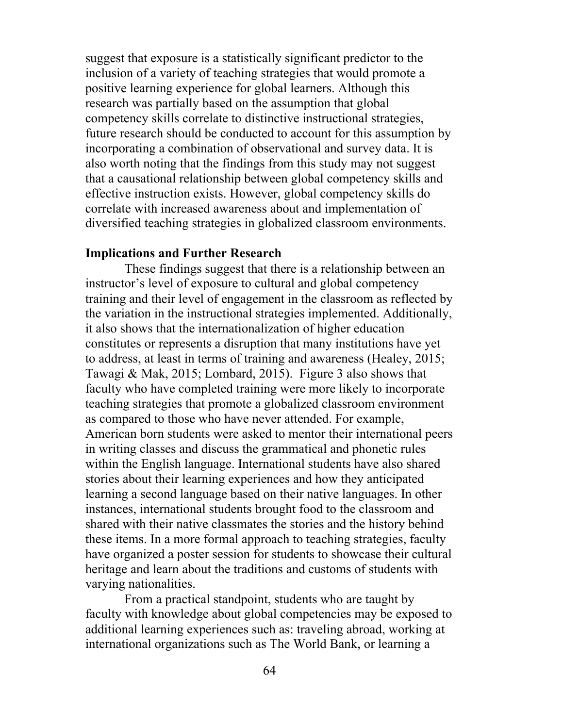suggest that exposure is a statistically significant predictor to the inclusion of a variety of teaching strategies that would promote a positive learning experience for global learners. Although this research was partially based on the assumption that global competency skills correlate to distinctive instructional strategies, future research should be conducted to account for this assumption by incorporating a combination of observational and survey data. It is also worth noting that the findings from this study may not suggest that a causational relationship between global competency skills and effective instruction exists. However, global competency skills do correlate with increased awareness about and implementation of diversified teaching strategies in globalized classroom environments.

## Implications and Further Research

These findings suggest that there is a relationship between an instructor's level of exposure to cultural and global competency training and their level of engagement in the classroom as reflected by the variation in the instructional strategies implemented. Additionally, it also shows that the internationalization of higher education constitutes or represents a disruption that many institutions have yet to address, at least in terms of training and awareness (Healey, 2015; Tawagi & Mak, 2015; Lombard, 2015). Figure 3 also shows that faculty who have completed training were more likely to incorporate teaching strategies that promote a globalized classroom environment as compared to those who have never attended. For example, American born students were asked to mentor their international peers in writing classes and discuss the grammatical and phonetic rules within the English language. International students have also shared stories about their learning experiences and how they anticipated learning a second language based on their native languages. In other instances, international students brought food to the classroom and shared with their native classmates the stories and the history behind these items. In a more formal approach to teaching strategies, faculty have organized a poster session for students to showcase their cultural heritage and learn about the traditions and customs of students with varying nationalities.

From a practical standpoint, students who are taught by faculty with knowledge about global competencies may be exposed to additional learning experiences such as: traveling abroad, working at international organizations such as The World Bank, or learning a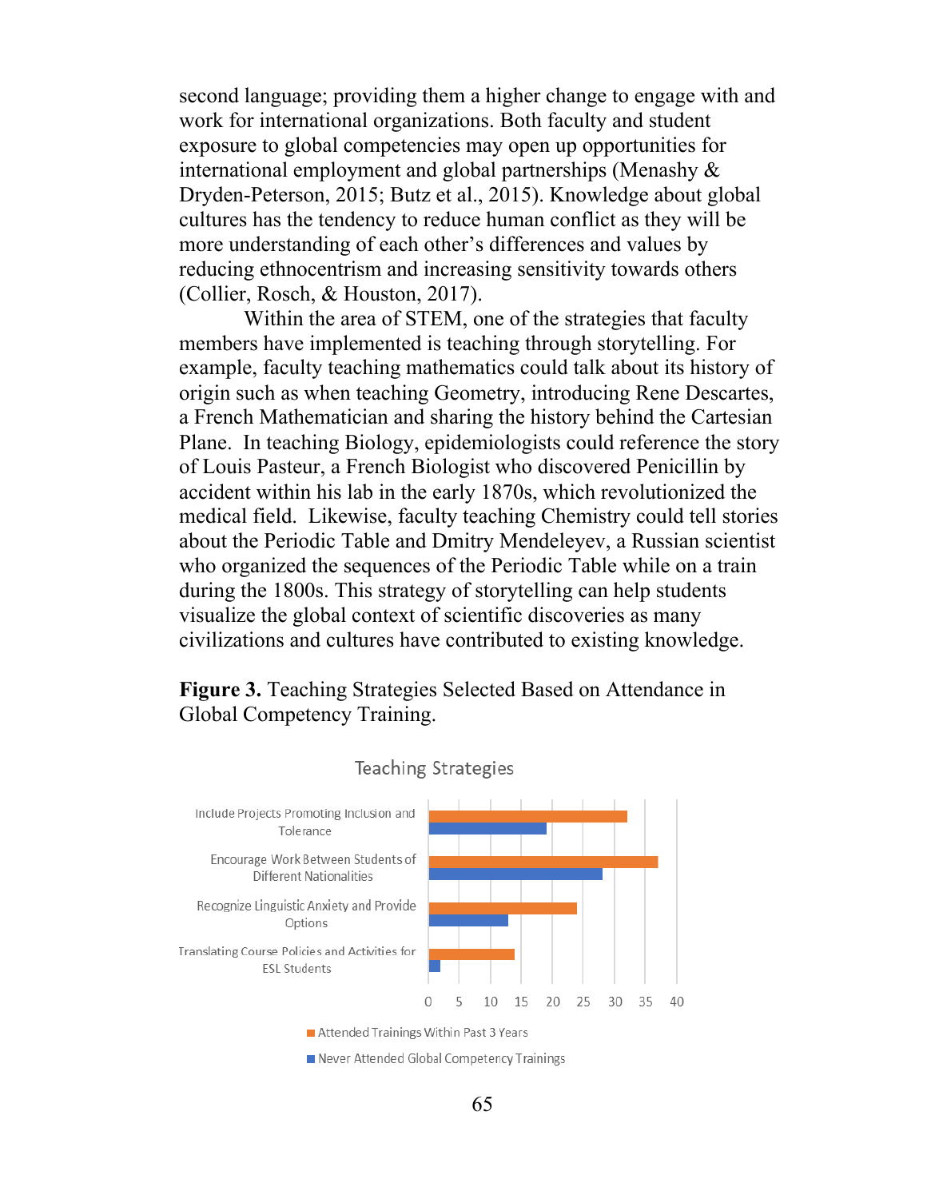second language; providing them a higher change to engage with and work for international organizations. Both faculty and student exposure to global competencies may open up opportunities for international employment and global partnerships (Menashy & Dryden-Peterson, 2015; Butz et al., 2015). Knowledge about global cultures has the tendency to reduce human conflict as they will be more understanding of each other's differences and values by reducing ethnocentrism and increasing sensitivity towards others (Collier, Rosch, & Houston, 2017).

Within the area of STEM, one of the strategies that faculty members have implemented is teaching through storytelling. For example, faculty teaching mathematics could talk about its history of origin such as when teaching Geometry, introducing Rene Descartes, a French Mathematician and sharing the history behind the Cartesian Plane. In teaching Biology, epidemiologists could reference the story of Louis Pasteur, a French Biologist who discovered Penicillin by accident within his lab in the early 1870s, which revolutionized the medical field. Likewise, faculty teaching Chemistry could tell stories about the Periodic Table and Dmitry Mendeleyev, a Russian scientist who organized the sequences of the Periodic Table while on a train during the 1800s. This strategy of storytelling can help students visualize the global context of scientific discoveries as many civilizations and cultures have contributed to existing knowledge.

**Figure 3.** Teaching Strategies Selected Based on Attendance in Global Competency Training.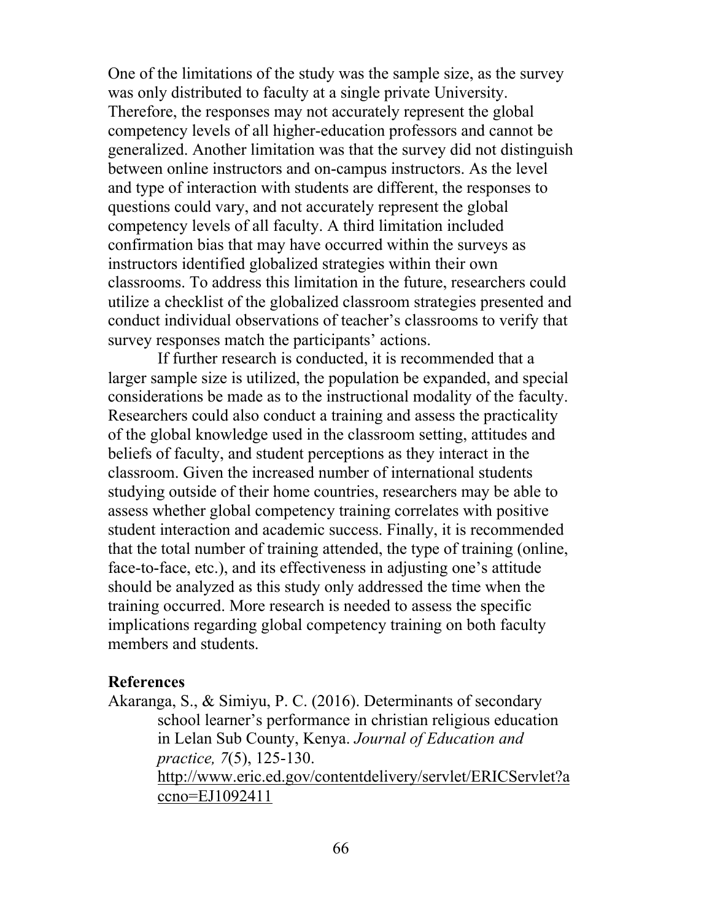One of the limitations of the study was the sample size, as the survey was only distributed to faculty at a single private University. Therefore, the responses may not accurately represent the global competency levels of all higher-education professors and cannot be generalized. Another limitation was that the survey did not distinguish between online instructors and on-campus instructors. As the level and type of interaction with students are different, the responses to questions could vary, and not accurately represent the global competency levels of all faculty. A third limitation included confirmation bias that may have occurred within the surveys as instructors identified globalized strategies within their own classrooms. To address this limitation in the future, researchers could utilize a checklist of the globalized classroom strategies presented and conduct individual observations of teacher's classrooms to verify that survey responses match the participants' actions.

If further research is conducted, it is recommended that a larger sample size is utilized, the population be expanded, and special considerations be made as to the instructional modality of the faculty. Researchers could also conduct a training and assess the practicality of the global knowledge used in the classroom setting, attitudes and beliefs of faculty, and student perceptions as they interact in the classroom. Given the increased number of international students studying outside of their home countries, researchers may be able to assess whether global competency training correlates with positive student interaction and academic success. Finally, it is recommended that the total number of training attended, the type of training (online, face-to-face, etc.), and its effectiveness in adjusting one's attitude should be analyzed as this study only addressed the time when the training occurred. More research is needed to assess the specific implications regarding global competency training on both faculty members and students.

## References

Akaranga, S., & Simiyu, P. C. (2016). Determinants of secondary school learner's performance in christian religious education in Lelan Sub County, Kenya. *Journal of Education and practice, 7*(5), 125-130. http://www.eric.ed.gov/contentdelivery/servlet/ERICServlet?accno=EJ1092411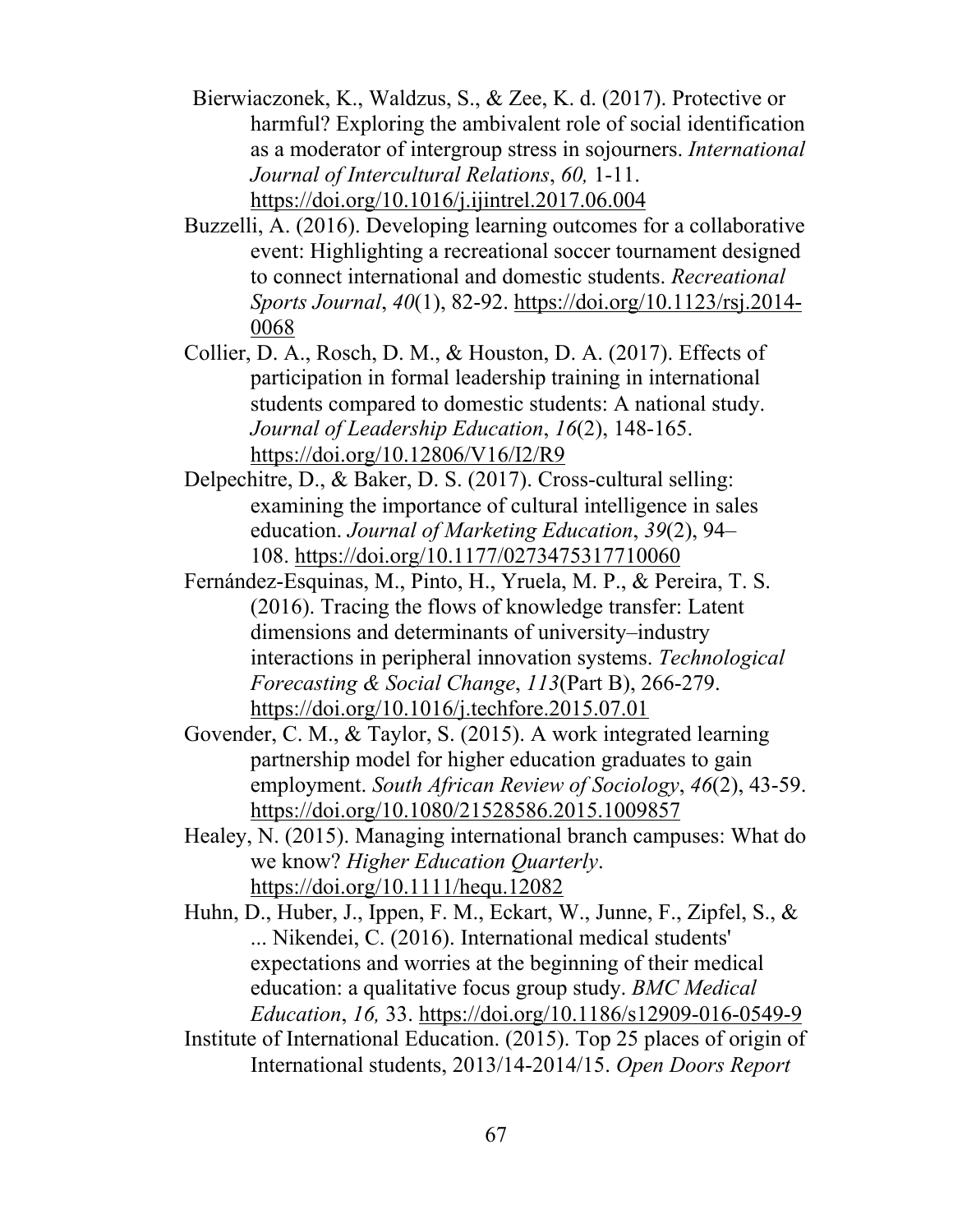Bierwiaczonek, K., Waldzus, S., & Zee, K. d. (2017). Protective or harmful? Exploring the ambivalent role of social identification as a moderator of intergroup stress in sojourners. *International Journal of Intercultural Relations*, *60,* 1-11. https://doi.org/10.1016/j.ijintrel.2017.06.004

Buzzelli, A. (2016). Developing learning outcomes for a collaborative event: Highlighting a recreational soccer tournament designed to connect international and domestic students. *Recreational Sports Journal*, *40*(1), 82-92. https://doi.org/10.1123/rsj.2014-0068

Collier, D. A., Rosch, D. M., & Houston, D. A. (2017). Effects of participation in formal leadership training in international students compared to domestic students: A national study. *Journal of Leadership Education*, *16*(2), 148-165. https://doi.org/10.12806/V16/I2/R9

Delpechitre, D., & Baker, D. S. (2017). Cross-cultural selling: examining the importance of cultural intelligence in sales education. *Journal of Marketing Education*, *39*(2), 94–108. https://doi.org/10.1177/0273475317710060

Fernández-Esquinas, M., Pinto, H., Yruela, M. P., & Pereira, T. S. (2016). Tracing the flows of knowledge transfer: Latent dimensions and determinants of university–industry interactions in peripheral innovation systems. *Technological Forecasting & Social Change*, *113*(Part B), 266-279. https://doi.org/10.1016/j.techfore.2015.07.01

Govender, C. M., & Taylor, S. (2015). A work integrated learning partnership model for higher education graduates to gain employment. *South African Review of Sociology*, *46*(2), 43-59. https://doi.org/10.1080/21528586.2015.1009857

Healey, N. (2015). Managing international branch campuses: What do we know? *Higher Education Quarterly*. https://doi.org/10.1111/hequ.12082

Huhn, D., Huber, J., Ippen, F. M., Eckart, W., Junne, F., Zipfel, S., & ... Nikendei, C. (2016). International medical students' expectations and worries at the beginning of their medical education: a qualitative focus group study. *BMC Medical Education*, *16,* 33. https://doi.org/10.1186/s12909-016-0549-9

Institute of International Education. (2015). Top 25 places of origin of International students, 2013/14-2014/15. *Open Doors Report*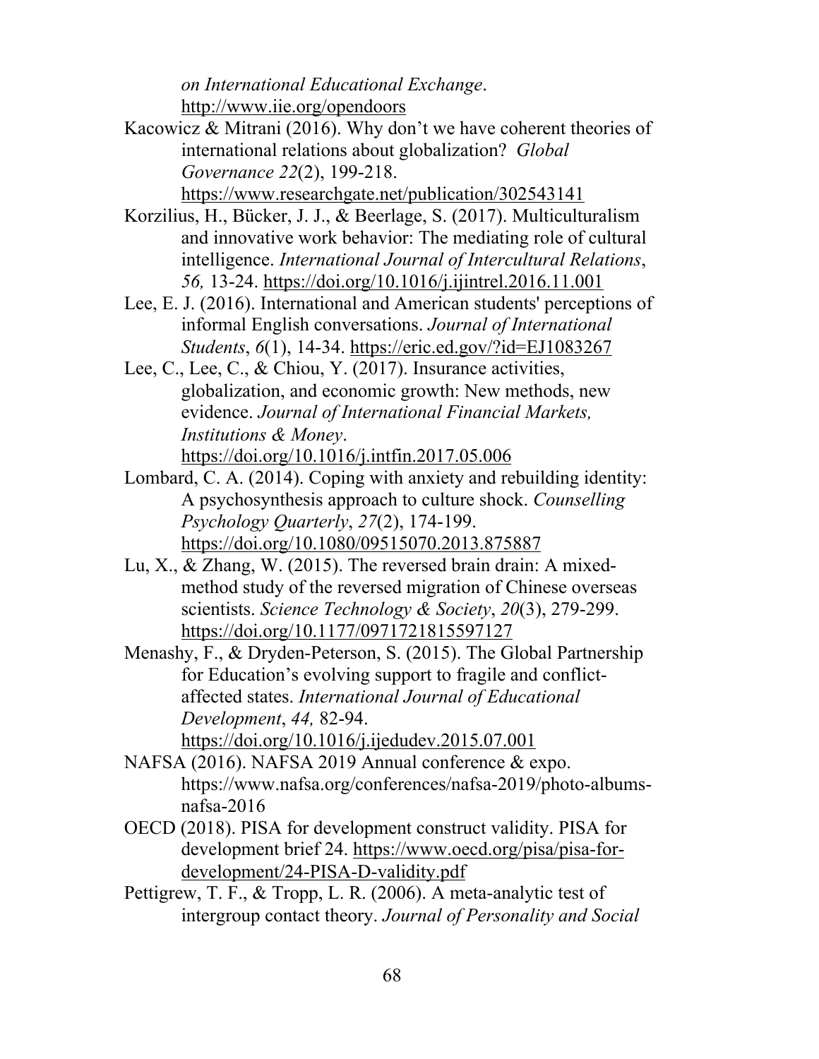*on International Educational Exchange*. http://www.iie.org/opendoors

Kacowicz & Mitrani (2016). Why don't we have coherent theories of international relations about globalization? *Global Governance 22*(2), 199-218. https://www.researchgate.net/publication/302543141

Korzilius, H., Bücker, J. J., & Beerlage, S. (2017). Multiculturalism and innovative work behavior: The mediating role of cultural intelligence. *International Journal of Intercultural Relations*, *56,* 13-24. https://doi.org/10.1016/j.ijintrel.2016.11.001

Lee, E. J. (2016). International and American students' perceptions of informal English conversations. *Journal of International Students*, *6*(1), 14-34. https://eric.ed.gov/?id=EJ1083267

Lee, C., Lee, C., & Chiou, Y. (2017). Insurance activities, globalization, and economic growth: New methods, new evidence. *Journal of International Financial Markets, Institutions & Money*. https://doi.org/10.1016/j.intfin.2017.05.006

Lombard, C. A. (2014). Coping with anxiety and rebuilding identity: A psychosynthesis approach to culture shock. *Counselling Psychology Quarterly*, *27*(2), 174-199. https://doi.org/10.1080/09515070.2013.875887

Lu, X., & Zhang, W. (2015). The reversed brain drain: A mixed-method study of the reversed migration of Chinese overseas scientists. *Science Technology & Society*, *20*(3), 279-299. https://doi.org/10.1177/0971721815597127

Menashy, F., & Dryden-Peterson, S. (2015). The Global Partnership for Education's evolving support to fragile and conflict-affected states. *International Journal of Educational Development*, *44,* 82-94. https://doi.org/10.1016/j.ijedudev.2015.07.001

NAFSA (2016). NAFSA 2019 Annual conference & expo. https://www.nafsa.org/conferences/nafsa-2019/photo-albums-nafsa-2016

OECD (2018). PISA for development construct validity. PISA for development brief 24. https://www.oecd.org/pisa/pisa-for-development/24-PISA-D-validity.pdf

Pettigrew, T. F., & Tropp, L. R. (2006). A meta-analytic test of intergroup contact theory. *Journal of Personality and Social*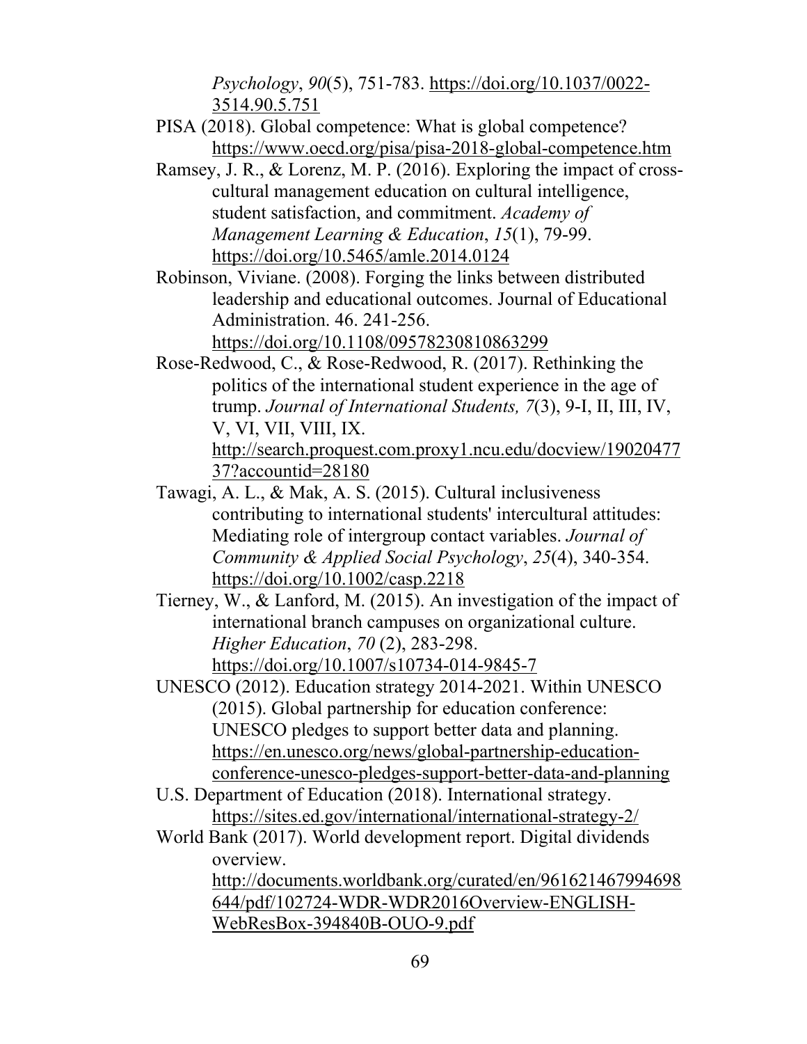*Psychology*, *90*(5), 751-783. https://doi.org/10.1037/0022-3514.90.5.751

PISA (2018). Global competence: What is global competence? https://www.oecd.org/pisa/pisa-2018-global-competence.htm

Ramsey, J. R., & Lorenz, M. P. (2016). Exploring the impact of cross-cultural management education on cultural intelligence, student satisfaction, and commitment. *Academy of Management Learning & Education*, *15*(1), 79-99. https://doi.org/10.5465/amle.2014.0124

Robinson, Viviane. (2008). Forging the links between distributed leadership and educational outcomes. Journal of Educational Administration. 46. 241-256. https://doi.org/10.1108/09578230810863299

Rose-Redwood, C., & Rose-Redwood, R. (2017). Rethinking the politics of the international student experience in the age of trump. *Journal of International Students, 7*(3), 9-I, II, III, IV, V, VI, VII, VIII, IX. http://search.proquest.com.proxy1.ncu.edu/docview/1902047737?accountid=28180

Tawagi, A. L., & Mak, A. S. (2015). Cultural inclusiveness contributing to international students' intercultural attitudes: Mediating role of intergroup contact variables. *Journal of Community & Applied Social Psychology*, *25*(4), 340-354. https://doi.org/10.1002/casp.2218

Tierney, W., & Lanford, M. (2015). An investigation of the impact of international branch campuses on organizational culture. *Higher Education*, *70* (2), 283-298. https://doi.org/10.1007/s10734-014-9845-7

UNESCO (2012). Education strategy 2014-2021. Within UNESCO (2015). Global partnership for education conference: UNESCO pledges to support better data and planning. https://en.unesco.org/news/global-partnership-education-conference-unesco-pledges-support-better-data-and-planning

U.S. Department of Education (2018). International strategy. https://sites.ed.gov/international/international-strategy-2/

World Bank (2017). World development report. Digital dividends overview. http://documents.worldbank.org/curated/en/961621467994698644/pdf/102724-WDR-WDR2016Overview-ENGLISH-WebResBox-394840B-OUO-9.pdf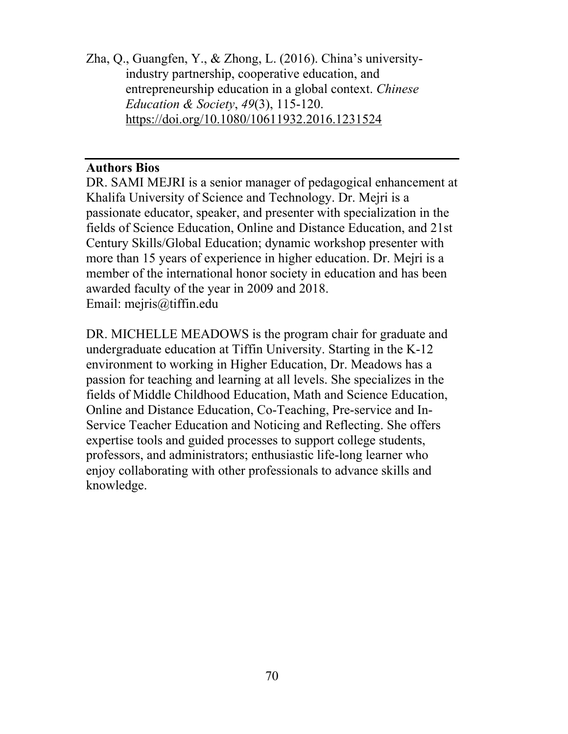Zha, Q., Guangfen, Y., & Zhong, L. (2016). China's university-industry partnership, cooperative education, and entrepreneurship education in a global context. *Chinese Education & Society*, *49*(3), 115-120. https://doi.org/10.1080/10611932.2016.1231524

---

**Authors Bios**

DR. SAMI MEJRI is a senior manager of pedagogical enhancement at Khalifa University of Science and Technology. Dr. Mejri is a passionate educator, speaker, and presenter with specialization in the fields of Science Education, Online and Distance Education, and 21st Century Skills/Global Education; dynamic workshop presenter with more than 15 years of experience in higher education. Dr. Mejri is a member of the international honor society in education and has been awarded faculty of the year in 2009 and 2018.
Email: mejris@tiffin.edu

DR. MICHELLE MEADOWS is the program chair for graduate and undergraduate education at Tiffin University. Starting in the K-12 environment to working in Higher Education, Dr. Meadows has a passion for teaching and learning at all levels. She specializes in the fields of Middle Childhood Education, Math and Science Education, Online and Distance Education, Co-Teaching, Pre-service and In-Service Teacher Education and Noticing and Reflecting. She offers expertise tools and guided processes to support college students, professors, and administrators; enthusiastic life-long learner who enjoy collaborating with other professionals to advance skills and knowledge.